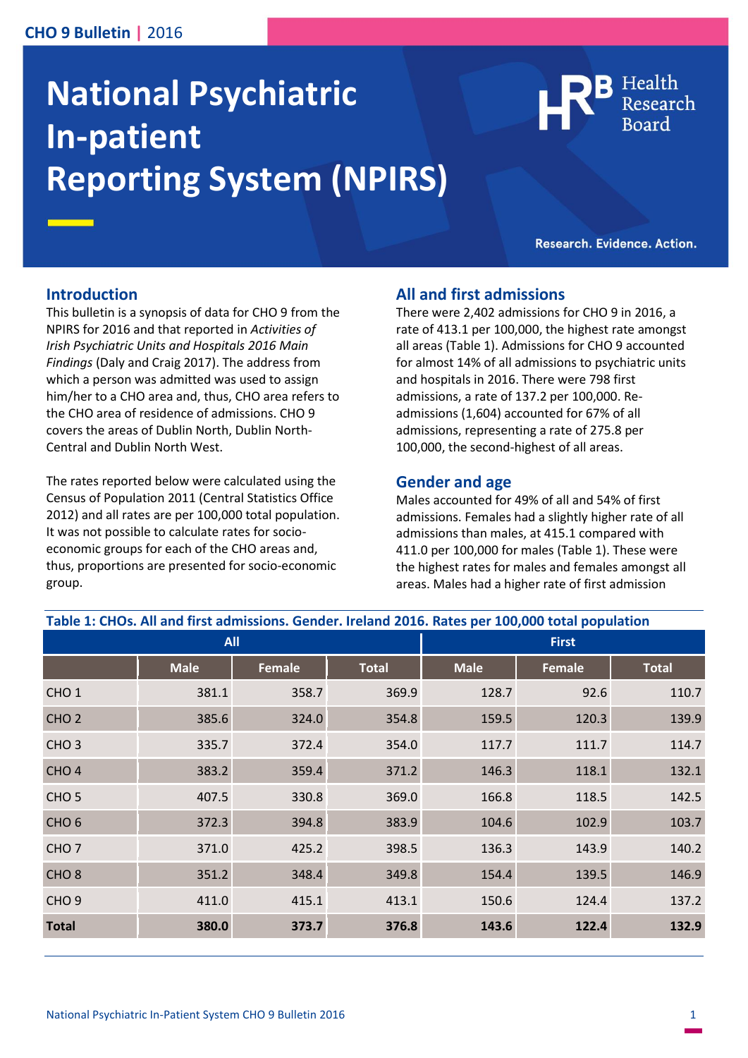CHO 9 Bulletin | 2016

# National Psychiatric In-patient Reporting System (NPIRS)

Health Research Board

Research. Evidence. Action.

## Introduction

This bulletin is a synopsis of data for CHO 9 from the NPIRS for 2016 and that reported in *Activities of Irish Psychiatric Units and Hospitals 2016 Main Findings* (Daly and Craig 2017). The address from which a person was admitted was used to assign him/her to a CHO area and, thus, CHO area refers to the CHO area of residence of admissions. CHO 9 covers the areas of Dublin North, Dublin North-Central and Dublin North West.

The rates reported below were calculated using the Census of Population 2011 (Central Statistics Office 2012) and all rates are per 100,000 total population. It was not possible to calculate rates for socio-economic groups for each of the CHO areas and, thus, proportions are presented for socio-economic group.

## All and first admissions

There were 2,402 admissions for CHO 9 in 2016, a rate of 413.1 per 100,000, the highest rate amongst all areas (Table 1). Admissions for CHO 9 accounted for almost 14% of all admissions to psychiatric units and hospitals in 2016. There were 798 first admissions, a rate of 137.2 per 100,000. Re-admissions (1,604) accounted for 67% of all admissions, representing a rate of 275.8 per 100,000, the second-highest of all areas.

## Gender and age

Males accounted for 49% of all and 54% of first admissions. Females had a slightly higher rate of all admissions than males, at 415.1 compared with 411.0 per 100,000 for males (Table 1). These were the highest rates for males and females amongst all areas. Males had a higher rate of first admission

**Table 1: CHOs. All and first admissions. Gender. Ireland 2016. Rates per 100,000 total population**

| | All | | | First | | |
|---|---|---|---|---|---|---|
| | Male | Female | Total | Male | Female | Total |
| CHO 1 | 381.1 | 358.7 | 369.9 | 128.7 | 92.6 | 110.7 |
| CHO 2 | 385.6 | 324.0 | 354.8 | 159.5 | 120.3 | 139.9 |
| CHO 3 | 335.7 | 372.4 | 354.0 | 117.7 | 111.7 | 114.7 |
| CHO 4 | 383.2 | 359.4 | 371.2 | 146.3 | 118.1 | 132.1 |
| CHO 5 | 407.5 | 330.8 | 369.0 | 166.8 | 118.5 | 142.5 |
| CHO 6 | 372.3 | 394.8 | 383.9 | 104.6 | 102.9 | 103.7 |
| CHO 7 | 371.0 | 425.2 | 398.5 | 136.3 | 143.9 | 140.2 |
| CHO 8 | 351.2 | 348.4 | 349.8 | 154.4 | 139.5 | 146.9 |
| CHO 9 | 411.0 | 415.1 | 413.1 | 150.6 | 124.4 | 137.2 |
| **Total** | **380.0** | **373.7** | **376.8** | **143.6** | **122.4** | **132.9** |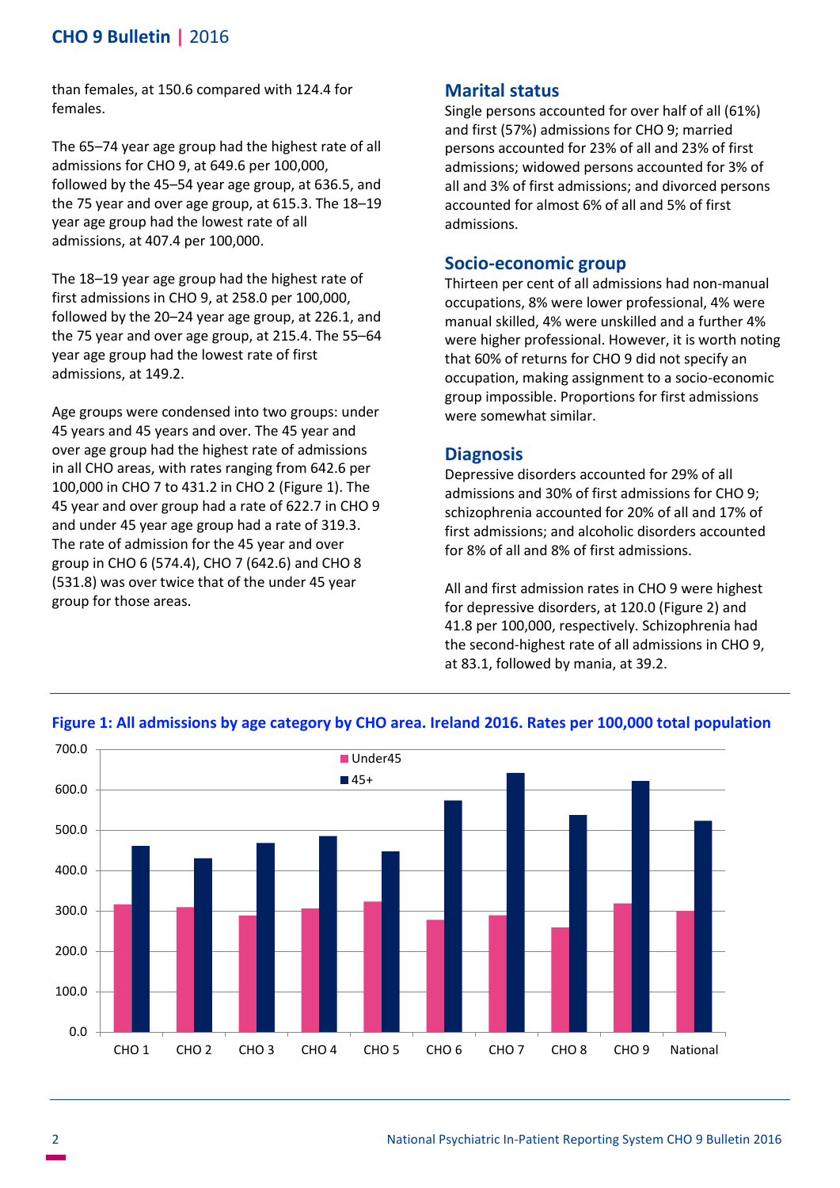than females, at 150.6 compared with 124.4 for females.

The 65–74 year age group had the highest rate of all admissions for CHO 9, at 649.6 per 100,000, followed by the 45–54 year age group, at 636.5, and the 75 year and over age group, at 615.3. The 18–19 year age group had the lowest rate of all admissions, at 407.4 per 100,000.

The 18–19 year age group had the highest rate of first admissions in CHO 9, at 258.0 per 100,000, followed by the 20–24 year age group, at 226.1, and the 75 year and over age group, at 215.4. The 55–64 year age group had the lowest rate of first admissions, at 149.2.

Age groups were condensed into two groups: under 45 years and 45 years and over. The 45 year and over age group had the highest rate of admissions in all CHO areas, with rates ranging from 642.6 per 100,000 in CHO 7 to 431.2 in CHO 2 (Figure 1). The 45 year and over group had a rate of 622.7 in CHO 9 and under 45 year age group had a rate of 319.3. The rate of admission for the 45 year and over group in CHO 6 (574.4), CHO 7 (642.6) and CHO 8 (531.8) was over twice that of the under 45 year group for those areas.

## Marital status

Single persons accounted for over half of all (61%) and first (57%) admissions for CHO 9; married persons accounted for 23% of all and 23% of first admissions; widowed persons accounted for 3% of all and 3% of first admissions; and divorced persons accounted for almost 6% of all and 5% of first admissions.

## Socio-economic group

Thirteen per cent of all admissions had non-manual occupations, 8% were lower professional, 4% were manual skilled, 4% were unskilled and a further 4% were higher professional. However, it is worth noting that 60% of returns for CHO 9 did not specify an occupation, making assignment to a socio-economic group impossible. Proportions for first admissions were somewhat similar.

## Diagnosis

Depressive disorders accounted for 29% of all admissions and 30% of first admissions for CHO 9; schizophrenia accounted for 20% of all and 17% of first admissions; and alcoholic disorders accounted for 8% of all and 8% of first admissions.

All and first admission rates in CHO 9 were highest for depressive disorders, at 120.0 (Figure 2) and 41.8 per 100,000, respectively. Schizophrenia had the second-highest rate of all admissions in CHO 9, at 83.1, followed by mania, at 39.2.

**Figure 1: All admissions by age category by CHO area. Ireland 2016. Rates per 100,000 total population**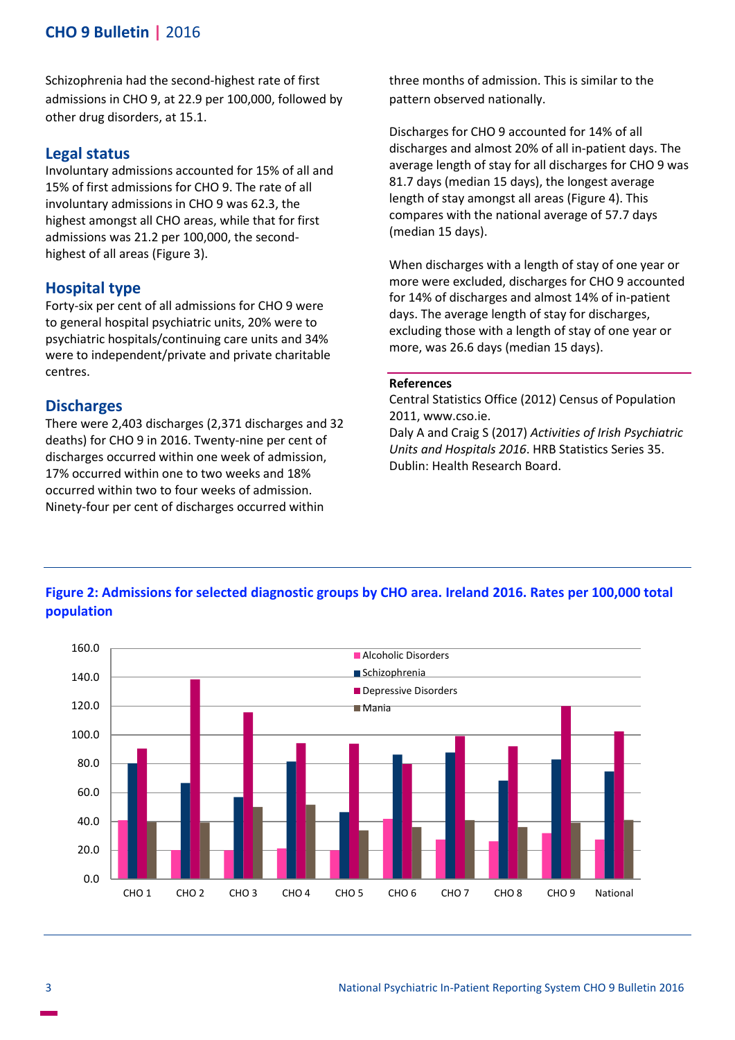Schizophrenia had the second-highest rate of first admissions in CHO 9, at 22.9 per 100,000, followed by other drug disorders, at 15.1.

## Legal status

Involuntary admissions accounted for 15% of all and 15% of first admissions for CHO 9. The rate of all involuntary admissions in CHO 9 was 62.3, the highest amongst all CHO areas, while that for first admissions was 21.2 per 100,000, the second-highest of all areas (Figure 3).

## Hospital type

Forty-six per cent of all admissions for CHO 9 were to general hospital psychiatric units, 20% were to psychiatric hospitals/continuing care units and 34% were to independent/private and private charitable centres.

## Discharges

There were 2,403 discharges (2,371 discharges and 32 deaths) for CHO 9 in 2016. Twenty-nine per cent of discharges occurred within one week of admission, 17% occurred within one to two weeks and 18% occurred within two to four weeks of admission. Ninety-four per cent of discharges occurred within three months of admission. This is similar to the pattern observed nationally.

Discharges for CHO 9 accounted for 14% of all discharges and almost 20% of all in-patient days. The average length of stay for all discharges for CHO 9 was 81.7 days (median 15 days), the longest average length of stay amongst all areas (Figure 4). This compares with the national average of 57.7 days (median 15 days).

When discharges with a length of stay of one year or more were excluded, discharges for CHO 9 accounted for 14% of discharges and almost 14% of in-patient days. The average length of stay for discharges, excluding those with a length of stay of one year or more, was 26.6 days (median 15 days).

**References**

Central Statistics Office (2012) Census of Population 2011, www.cso.ie.

Daly A and Craig S (2017) *Activities of Irish Psychiatric Units and Hospitals 2016*. HRB Statistics Series 35. Dublin: Health Research Board.

**Figure 2: Admissions for selected diagnostic groups by CHO area. Ireland 2016. Rates per 100,000 total population**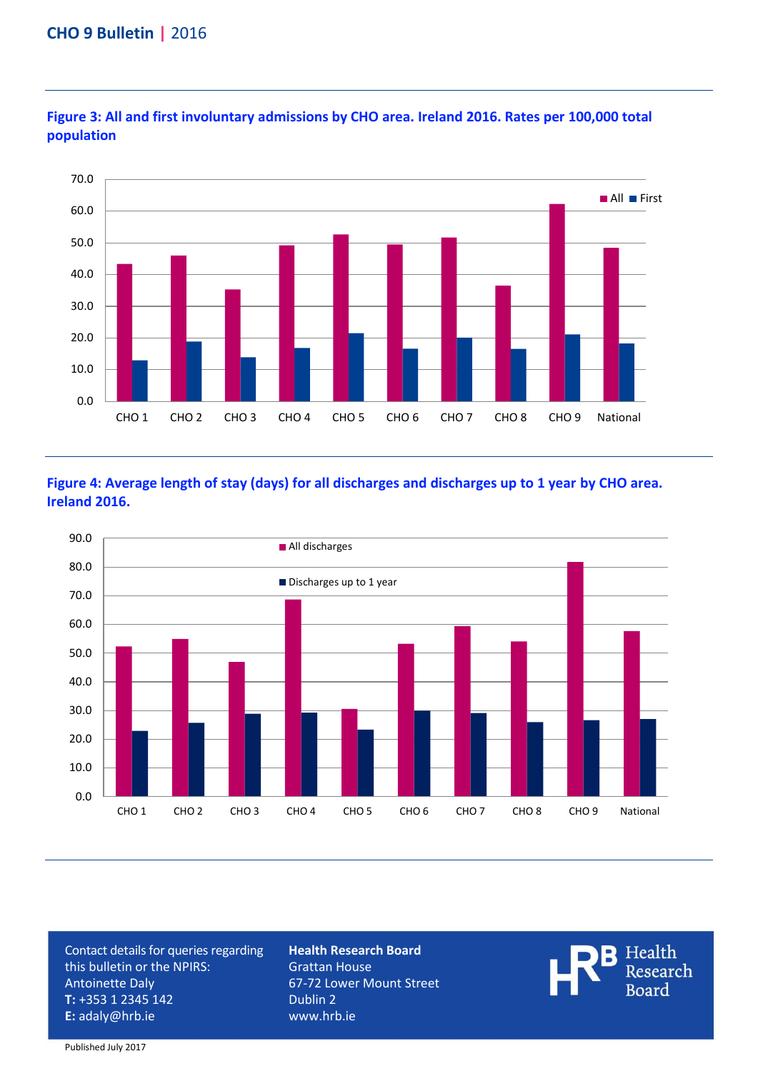**Figure 3: All and first involuntary admissions by CHO area. Ireland 2016. Rates per 100,000 total population**

70.0
60.0
50.0
40.0
30.0
20.0
10.0
0.0

All First

CHO 1 CHO 2 CHO 3 CHO 4 CHO 5 CHO 6 CHO 7 CHO 8 CHO 9 National

**Figure 4: Average length of stay (days) for all discharges and discharges up to 1 year by CHO area. Ireland 2016.**

90.0
80.0
70.0
60.0
50.0
40.0
30.0
20.0
10.0
0.0

All discharges

Discharges up to 1 year

CHO 1 CHO 2 CHO 3 CHO 4 CHO 5 CHO 6 CHO 7 CHO 8 CHO 9 National

Contact details for queries regarding this bulletin or the NPIRS:
Antoinette Daly
**T:** +353 1 2345 142
**E:** adaly@hrb.ie

**Health Research Board**
Grattan House
67-72 Lower Mount Street
Dublin 2
www.hrb.ie

HRB Health Research Board

Published July 2017